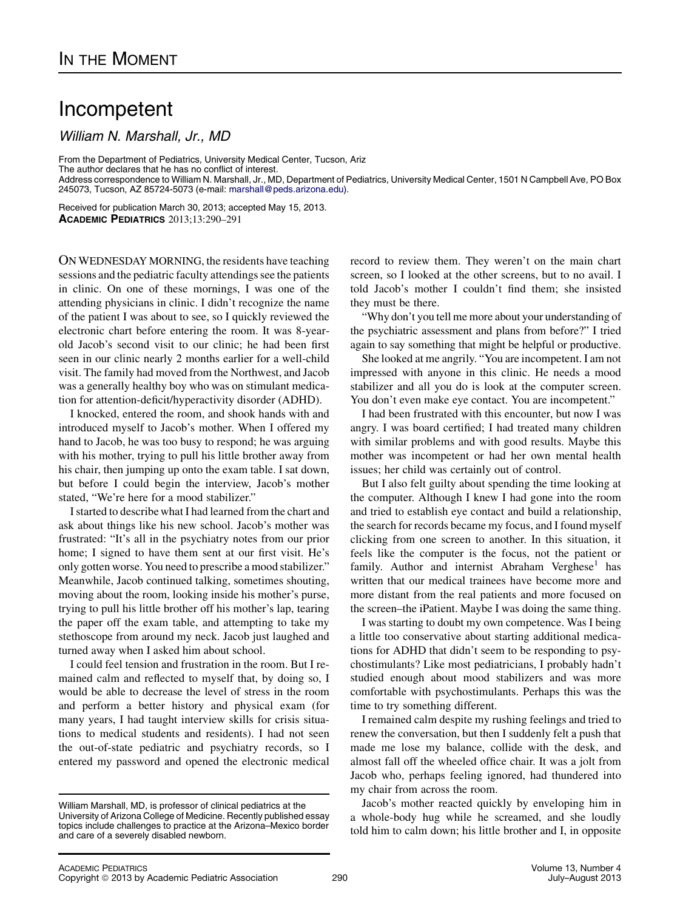# In the Moment

# Incompetent

*William N. Marshall, Jr., MD*

From the Department of Pediatrics, University Medical Center, Tucson, Ariz
The author declares that he has no conflict of interest.
Address correspondence to William N. Marshall, Jr., MD, Department of Pediatrics, University Medical Center, 1501 N Campbell Ave, PO Box 245073, Tucson, AZ 85724-5073 (e-mail: marshall@peds.arizona.edu).

Received for publication March 30, 2013; accepted May 15, 2013.

ON WEDNESDAY MORNING, the residents have teaching sessions and the pediatric faculty attendings see the patients in clinic. On one of these mornings, I was one of the attending physicians in clinic. I didn't recognize the name of the patient I was about to see, so I quickly reviewed the electronic chart before entering the room. It was 8-year-old Jacob's second visit to our clinic; he had been first seen in our clinic nearly 2 months earlier for a well-child visit. The family had moved from the Northwest, and Jacob was a generally healthy boy who was on stimulant medication for attention-deficit/hyperactivity disorder (ADHD).

I knocked, entered the room, and shook hands with and introduced myself to Jacob's mother. When I offered my hand to Jacob, he was too busy to respond; he was arguing with his mother, trying to pull his little brother away from his chair, then jumping up onto the exam table. I sat down, but before I could begin the interview, Jacob's mother stated, "We're here for a mood stabilizer."

I started to describe what I had learned from the chart and ask about things like his new school. Jacob's mother was frustrated: "It's all in the psychiatry notes from our prior home; I signed to have them sent at our first visit. He's only gotten worse. You need to prescribe a mood stabilizer." Meanwhile, Jacob continued talking, sometimes shouting, moving about the room, looking inside his mother's purse, trying to pull his little brother off his mother's lap, tearing the paper off the exam table, and attempting to take my stethoscope from around my neck. Jacob just laughed and turned away when I asked him about school.

I could feel tension and frustration in the room. But I remained calm and reflected to myself that, by doing so, I would be able to decrease the level of stress in the room and perform a better history and physical exam (for many years, I had taught interview skills for crisis situations to medical students and residents). I had not seen the out-of-state pediatric and psychiatry records, so I entered my password and opened the electronic medical record to review them. They weren't on the main chart screen, so I looked at the other screens, but to no avail. I told Jacob's mother I couldn't find them; she insisted they must be there.

"Why don't you tell me more about your understanding of the psychiatric assessment and plans from before?" I tried again to say something that might be helpful or productive.

She looked at me angrily. "You are incompetent. I am not impressed with anyone in this clinic. He needs a mood stabilizer and all you do is look at the computer screen. You don't even make eye contact. You are incompetent."

I had been frustrated with this encounter, but now I was angry. I was board certified; I had treated many children with similar problems and with good results. Maybe this mother was incompetent or had her own mental health issues; her child was certainly out of control.

But I also felt guilty about spending the time looking at the computer. Although I knew I had gone into the room and tried to establish eye contact and build a relationship, the search for records became my focus, and I found myself clicking from one screen to another. In this situation, it feels like the computer is the focus, not the patient or family. Author and internist Abraham Verghese[1] has written that our medical trainees have become more and more distant from the real patients and more focused on the screen–the iPatient. Maybe I was doing the same thing.

I was starting to doubt my own competence. Was I being a little too conservative about starting additional medications for ADHD that didn't seem to be responding to psychostimulants? Like most pediatricians, I probably hadn't studied enough about mood stabilizers and was more comfortable with psychostimulants. Perhaps this was the time to try something different.

I remained calm despite my rushing feelings and tried to renew the conversation, but then I suddenly felt a push that made me lose my balance, collide with the desk, and almost fall off the wheeled office chair. It was a jolt from Jacob who, perhaps feeling ignored, had thundered into my chair from across the room.

Jacob's mother reacted quickly by enveloping him in a whole-body hug while he screamed, and she loudly told him to calm down; his little brother and I, in opposite

William Marshall, MD, is professor of clinical pediatrics at the University of Arizona College of Medicine. Recently published essay topics include challenges to practice at the Arizona–Mexico border and care of a severely disabled newborn.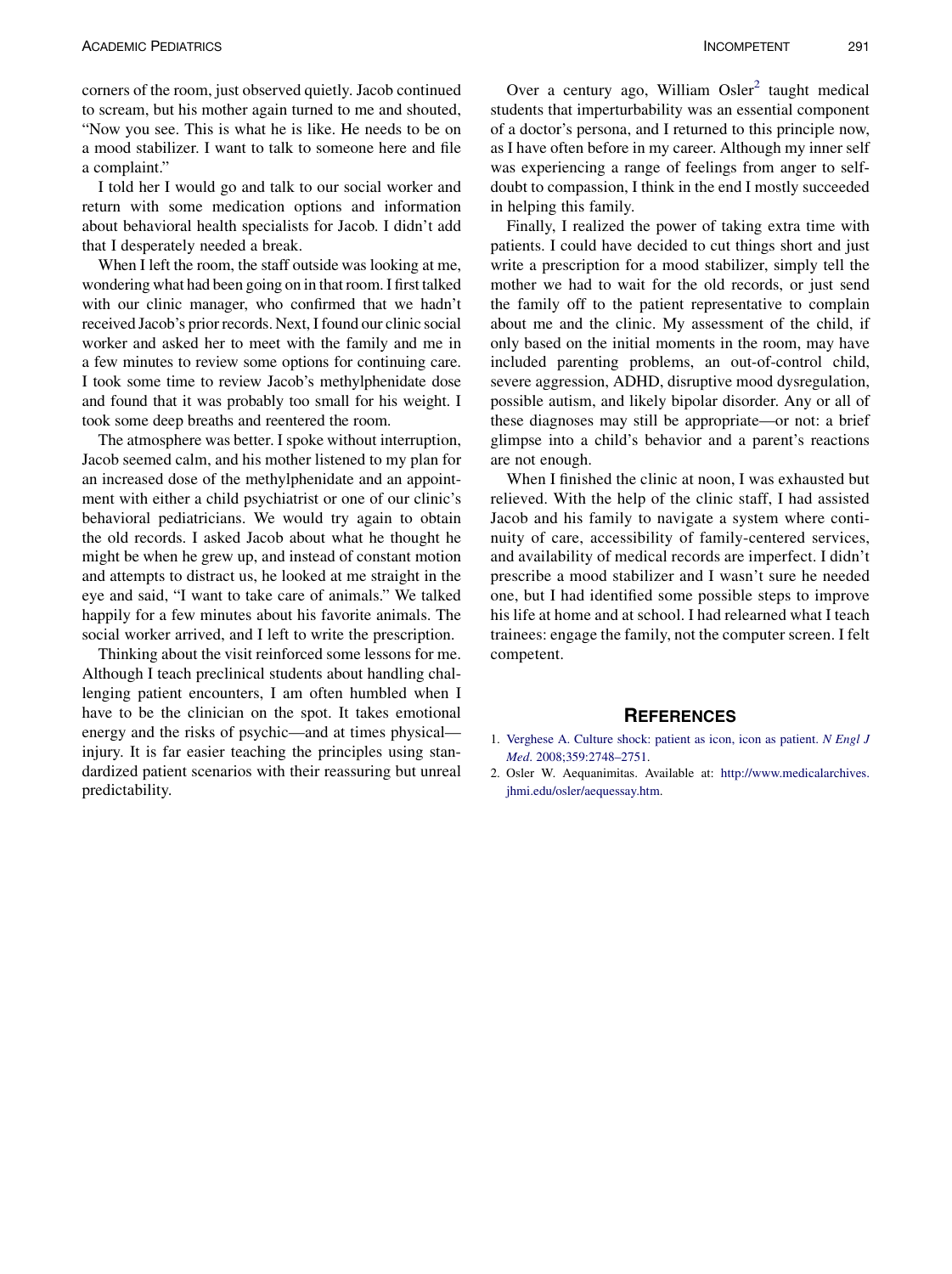corners of the room, just observed quietly. Jacob continued to scream, but his mother again turned to me and shouted, "Now you see. This is what he is like. He needs to be on a mood stabilizer. I want to talk to someone here and file a complaint."

I told her I would go and talk to our social worker and return with some medication options and information about behavioral health specialists for Jacob. I didn't add that I desperately needed a break.

When I left the room, the staff outside was looking at me, wondering what had been going on in that room. I first talked with our clinic manager, who confirmed that we hadn't received Jacob's prior records. Next, I found our clinic social worker and asked her to meet with the family and me in a few minutes to review some options for continuing care. I took some time to review Jacob's methylphenidate dose and found that it was probably too small for his weight. I took some deep breaths and reentered the room.

The atmosphere was better. I spoke without interruption, Jacob seemed calm, and his mother listened to my plan for an increased dose of the methylphenidate and an appointment with either a child psychiatrist or one of our clinic's behavioral pediatricians. We would try again to obtain the old records. I asked Jacob about what he thought he might be when he grew up, and instead of constant motion and attempts to distract us, he looked at me straight in the eye and said, "I want to take care of animals." We talked happily for a few minutes about his favorite animals. The social worker arrived, and I left to write the prescription.

Thinking about the visit reinforced some lessons for me. Although I teach preclinical students about handling challenging patient encounters, I am often humbled when I have to be the clinician on the spot. It takes emotional energy and the risks of psychic—and at times physical—injury. It is far easier teaching the principles using standardized patient scenarios with their reassuring but unreal predictability.

Over a century ago, William Osler[2] taught medical students that imperturbability was an essential component of a doctor's persona, and I returned to this principle now, as I have often before in my career. Although my inner self was experiencing a range of feelings from anger to self-doubt to compassion, I think in the end I mostly succeeded in helping this family.

Finally, I realized the power of taking extra time with patients. I could have decided to cut things short and just write a prescription for a mood stabilizer, simply tell the mother we had to wait for the old records, or just send the family off to the patient representative to complain about me and the clinic. My assessment of the child, if only based on the initial moments in the room, may have included parenting problems, an out-of-control child, severe aggression, ADHD, disruptive mood dysregulation, possible autism, and likely bipolar disorder. Any or all of these diagnoses may still be appropriate—or not: a brief glimpse into a child's behavior and a parent's reactions are not enough.

When I finished the clinic at noon, I was exhausted but relieved. With the help of the clinic staff, I had assisted Jacob and his family to navigate a system where continuity of care, accessibility of family-centered services, and availability of medical records are imperfect. I didn't prescribe a mood stabilizer and I wasn't sure he needed one, but I had identified some possible steps to improve his life at home and at school. I had relearned what I teach trainees: engage the family, not the computer screen. I felt competent.

## References

1. Verghese A. Culture shock: patient as icon, icon as patient. *N Engl J Med*. 2008;359:2748–2751.
2. Osler W. Aequanimitas. Available at: http://www.medicalarchives.jhmi.edu/osler/aequessay.htm.